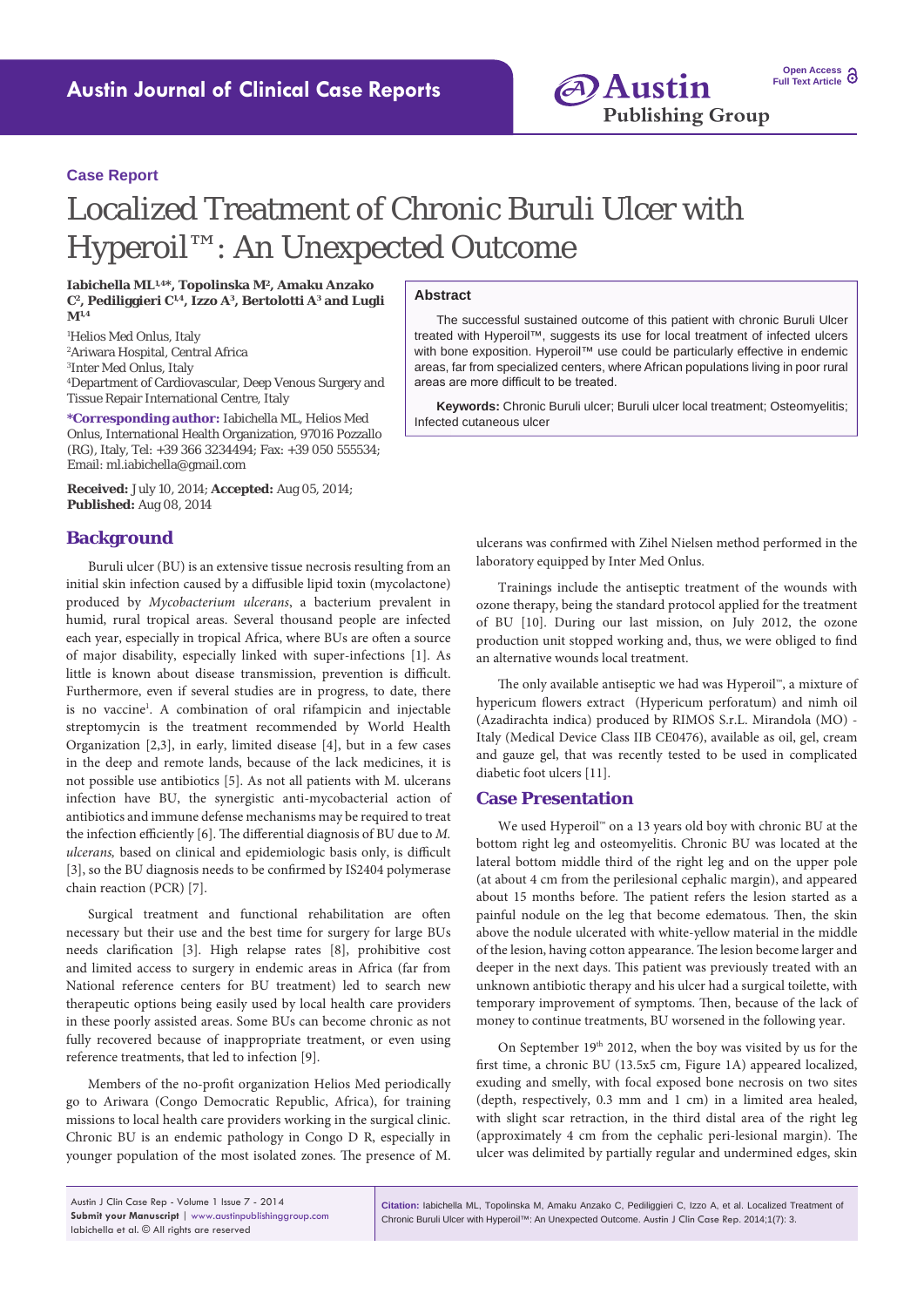**Case Report**

# Localized Treatment of Chronic Buruli Ulcer with Hyperoil™: An Unexpected Outcome

**Iabichella ML[1,4]*, Topolinska M[2], Amaku Anzako C[2], Pediliggieri C[1,4], Izzo A[3], Bertolotti A[3] and Lugli M[1,4]**

[1]Helios Med Onlus, Italy
[2]Ariwara Hospital, Central Africa
[3]Inter Med Onlus, Italy
[4]Department of Cardiovascular, Deep Venous Surgery and Tissue Repair International Centre, Italy

***Corresponding author:** Iabichella ML, Helios Med Onlus, International Health Organization, 97016 Pozzallo (RG), Italy, Tel: +39 366 3234494; Fax: +39 050 555534; Email: ml.iabichella@gmail.com

**Received:** July 10, 2014; **Accepted:** Aug 05, 2014; **Published:** Aug 08, 2014

## Abstract

The successful sustained outcome of this patient with chronic Buruli Ulcer treated with Hyperoil™, suggests its use for local treatment of infected ulcers with bone exposition. Hyperoil™ use could be particularly effective in endemic areas, far from specialized centers, where African populations living in poor rural areas are more difficult to be treated.

**Keywords:** Chronic Buruli ulcer; Buruli ulcer local treatment; Osteomyelitis; Infected cutaneous ulcer

## Background

Buruli ulcer (BU) is an extensive tissue necrosis resulting from an initial skin infection caused by a diffusible lipid toxin (mycolactone) produced by *Mycobacterium ulcerans*, a bacterium prevalent in humid, rural tropical areas. Several thousand people are infected each year, especially in tropical Africa, where BUs are often a source of major disability, especially linked with super-infections [1]. As little is known about disease transmission, prevention is difficult. Furthermore, even if several studies are in progress, to date, there is no vaccine[1]. A combination of oral rifampicin and injectable streptomycin is the treatment recommended by World Health Organization [2,3], in early, limited disease [4], but in a few cases in the deep and remote lands, because of the lack medicines, it is not possible use antibiotics [5]. As not all patients with M. ulcerans infection have BU, the synergistic anti-mycobacterial action of antibiotics and immune defense mechanisms may be required to treat the infection efficiently [6]. The differential diagnosis of BU due to *M. ulcerans,* based on clinical and epidemiologic basis only, is difficult [3], so the BU diagnosis needs to be confirmed by IS2404 polymerase chain reaction (PCR) [7].

Surgical treatment and functional rehabilitation are often necessary but their use and the best time for surgery for large BUs needs clarification [3]. High relapse rates [8], prohibitive cost and limited access to surgery in endemic areas in Africa (far from National reference centers for BU treatment) led to search new therapeutic options being easily used by local health care providers in these poorly assisted areas. Some BUs can become chronic as not fully recovered because of inappropriate treatment, or even using reference treatments, that led to infection [9].

Members of the no-profit organization Helios Med periodically go to Ariwara (Congo Democratic Republic, Africa), for training missions to local health care providers working in the surgical clinic. Chronic BU is an endemic pathology in Congo D R, especially in younger population of the most isolated zones. The presence of M. ulcerans was confirmed with Zihel Nielsen method performed in the laboratory equipped by Inter Med Onlus.

Trainings include the antiseptic treatment of the wounds with ozone therapy, being the standard protocol applied for the treatment of BU [10]. During our last mission, on July 2012, the ozone production unit stopped working and, thus, we were obliged to find an alternative wounds local treatment.

The only available antiseptic we had was Hyperoil™, a mixture of hypericum flowers extract (Hypericum perforatum) and nimh oil (Azadirachta indica) produced by RIMOS S.r.L. Mirandola (MO) - Italy (Medical Device Class IIB CE0476), available as oil, gel, cream and gauze gel, that was recently tested to be used in complicated diabetic foot ulcers [11].

## Case Presentation

We used Hyperoil™ on a 13 years old boy with chronic BU at the bottom right leg and osteomyelitis. Chronic BU was located at the lateral bottom middle third of the right leg and on the upper pole (at about 4 cm from the perilesional cephalic margin), and appeared about 15 months before. The patient refers the lesion started as a painful nodule on the leg that become edematous. Then, the skin above the nodule ulcerated with white-yellow material in the middle of the lesion, having cotton appearance. The lesion become larger and deeper in the next days. This patient was previously treated with an unknown antibiotic therapy and his ulcer had a surgical toilette, with temporary improvement of symptoms. Then, because of the lack of money to continue treatments, BU worsened in the following year.

On September 19th 2012, when the boy was visited by us for the first time, a chronic BU (13.5x5 cm, Figure 1A) appeared localized, exuding and smelly, with focal exposed bone necrosis on two sites (depth, respectively, 0.3 mm and 1 cm) in a limited area healed, with slight scar retraction, in the third distal area of the right leg (approximately 4 cm from the cephalic peri-lesional margin). The ulcer was delimited by partially regular and undermined edges, skin

**Citation:** Iabichella ML, Topolinska M, Amaku Anzako C, Pediliggieri C, Izzo A, et al. Localized Treatment of Chronic Buruli Ulcer with Hyperoil™: An Unexpected Outcome. Austin J Clin Case Rep. 2014;1(7): 3.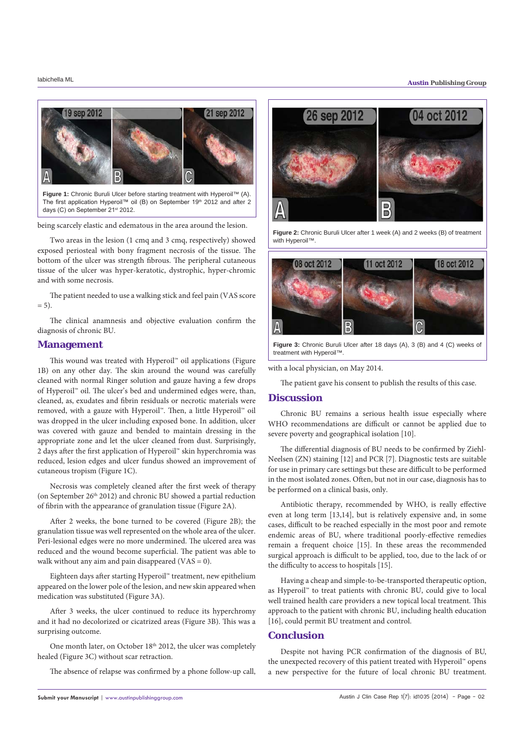Figure 1: Chronic Buruli Ulcer before starting treatment with Hyperoil™ (A). The first application Hyperoil™ oil (B) on September 19th 2012 and after 2 days (C) on September 21st 2012.

being scarcely elastic and edematous in the area around the lesion.

Two areas in the lesion (1 cmq and 3 cmq, respectively) showed exposed periosteal with bony fragment necrosis of the tissue. The bottom of the ulcer was strength fibrous. The peripheral cutaneous tissue of the ulcer was hyper-keratotic, dystrophic, hyper-chromic and with some necrosis.

The patient needed to use a walking stick and feel pain (VAS score = 5).

The clinical anamnesis and objective evaluation confirm the diagnosis of chronic BU.

## Management

This wound was treated with Hyperoil™ oil applications (Figure 1B) on any other day. The skin around the wound was carefully cleaned with normal Ringer solution and gauze having a few drops of Hyperoil™ oil. The ulcer's bed and undermined edges were, than, cleaned, as, exudates and fibrin residuals or necrotic materials were removed, with a gauze with Hyperoil™. Then, a little Hyperoil™ oil was dropped in the ulcer including exposed bone. In addition, ulcer was covered with gauze and bended to maintain wet dressing in the appropriate zone and let the ulcer cleaned from dust. Surprisingly, 2 days after the first application of Hyperoil™ skin hyperchromia was reduced, lesion edges and ulcer fundus showed an improvement of cutaneous tropism (Figure 1C).

Necrosis was completely cleaned after the first week of therapy (on September 26th 2012) and chronic BU showed a partial reduction of fibrin with the appearance of granulation tissue (Figure 2A).

After 2 weeks, the bone turned to be covered (Figure 2B); the granulation tissue was well represented on the whole area of the ulcer. Peri-lesional edges were no more undermined. The ulcered area was reduced and the wound become superficial. The patient was able to walk without any aim and pain disappeared (VAS = 0).

Eighteen days after starting Hyperoil™ treatment, new epithelium appeared on the lower pole of the lesion, and new skin appeared when medication was substituted (Figure 3A).

After 3 weeks, the ulcer continued to reduce its hyperchromy and it had no decolorized or cicatrized areas (Figure 3B). This was a surprising outcome.

One month later, on October 18th 2012, the ulcer was completely healed (Figure 3C) without scar retraction.

The absence of relapse was confirmed by a phone follow-up call, with a local physician, on May 2014.

Figure 2: Chronic Buruli Ulcer after 1 week (A) and 2 weeks (B) of treatment with Hyperoil™.

Figure 3: Chronic Buruli Ulcer after 18 days (A), 3 (B) and 4 (C) weeks of treatment with Hyperoil™.

The patient gave his consent to publish the results of this case.

## Discussion

Chronic BU remains a serious health issue especially where WHO recommendations are difficult or cannot be applied due to severe poverty and geographical isolation [10].

The differential diagnosis of BU needs to be confirmed by Ziehl-Neelsen (ZN) staining [12] and PCR [7]. Diagnostic tests are suitable for use in primary care settings but these are difficult to be performed in the most isolated zones. Often, but not in our case, diagnosis has to be performed on a clinical basis, only.

Antibiotic therapy, recommended by WHO, is really effective even at long term [13,14], but is relatively expensive and, in some cases, difficult to be reached especially in the most poor and remote endemic areas of BU, where traditional poorly-effective remedies remain a frequent choice [15]. In these areas the recommended surgical approach is difficult to be applied, too, due to the lack of or the difficulty to access to hospitals [15].

Having a cheap and simple-to-be-transported therapeutic option, as Hyperoil™ to treat patients with chronic BU, could give to local well trained health care providers a new topical local treatment. This approach to the patient with chronic BU, including health education [16], could permit BU treatment and control.

## Conclusion

Despite not having PCR confirmation of the diagnosis of BU, the unexpected recovery of this patient treated with Hyperoil™ opens a new perspective for the future of local chronic BU treatment.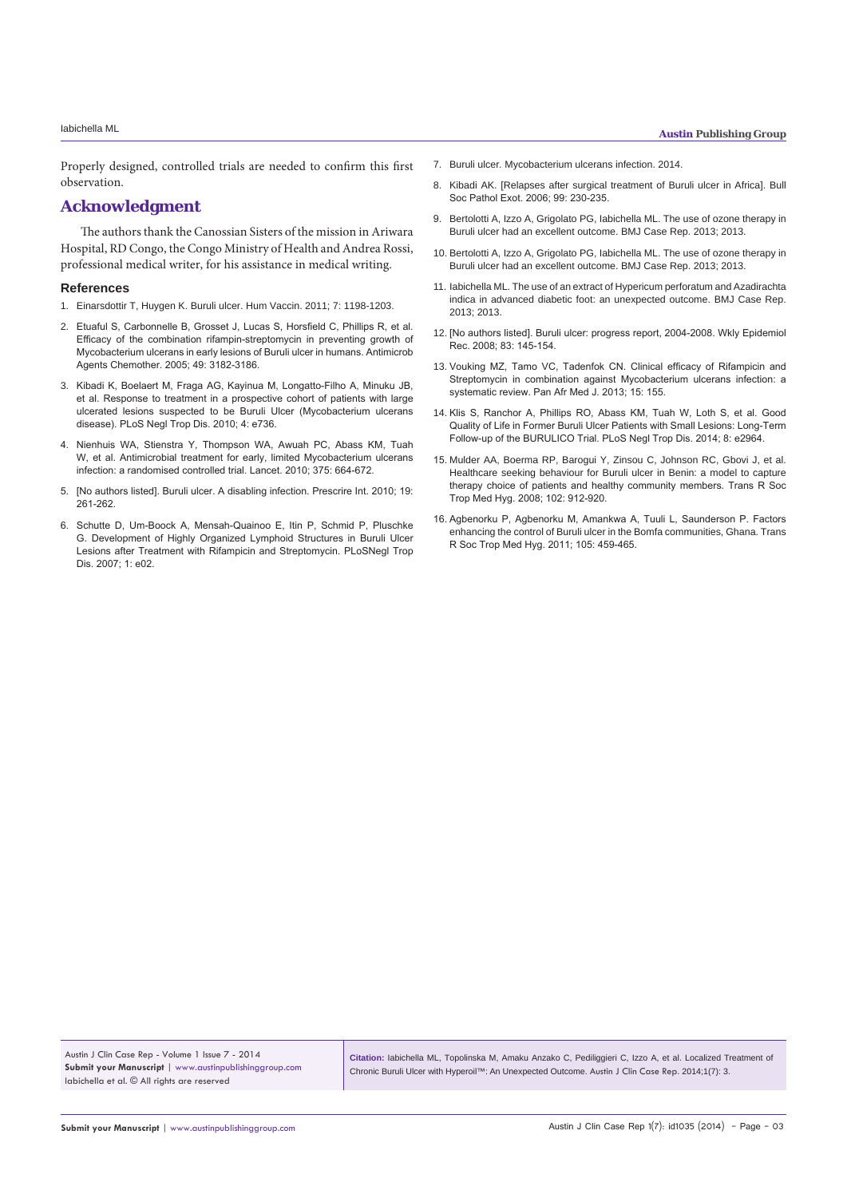Properly designed, controlled trials are needed to confirm this first observation.

## Acknowledgment

The authors thank the Canossian Sisters of the mission in Ariwara Hospital, RD Congo, the Congo Ministry of Health and Andrea Rossi, professional medical writer, for his assistance in medical writing.

### References

1. Einarsdottir T, Huygen K. Buruli ulcer. Hum Vaccin. 2011; 7: 1198-1203.
2. Etuaful S, Carbonnelle B, Grosset J, Lucas S, Horsfield C, Phillips R, et al. Efficacy of the combination rifampin-streptomycin in preventing growth of Mycobacterium ulcerans in early lesions of Buruli ulcer in humans. Antimicrob Agents Chemother. 2005; 49: 3182-3186.
3. Kibadi K, Boelaert M, Fraga AG, Kayinua M, Longatto-Filho A, Minuku JB, et al. Response to treatment in a prospective cohort of patients with large ulcerated lesions suspected to be Buruli Ulcer (Mycobacterium ulcerans disease). PLoS Negl Trop Dis. 2010; 4: e736.
4. Nienhuis WA, Stienstra Y, Thompson WA, Awuah PC, Abass KM, Tuah W, et al. Antimicrobial treatment for early, limited Mycobacterium ulcerans infection: a randomised controlled trial. Lancet. 2010; 375: 664-672.
5. [No authors listed]. Buruli ulcer. A disabling infection. Prescrire Int. 2010; 19: 261-262.
6. Schutte D, Um-Boock A, Mensah-Quainoo E, Itin P, Schmid P, Pluschke G. Development of Highly Organized Lymphoid Structures in Buruli Ulcer Lesions after Treatment with Rifampicin and Streptomycin. PLoSNegl Trop Dis. 2007; 1: e02.
7. Buruli ulcer. Mycobacterium ulcerans infection. 2014.
8. Kibadi AK. [Relapses after surgical treatment of Buruli ulcer in Africa]. Bull Soc Pathol Exot. 2006; 99: 230-235.
9. Bertolotti A, Izzo A, Grigolato PG, Iabichella ML. The use of ozone therapy in Buruli ulcer had an excellent outcome. BMJ Case Rep. 2013; 2013.
10. Bertolotti A, Izzo A, Grigolato PG, Iabichella ML. The use of ozone therapy in Buruli ulcer had an excellent outcome. BMJ Case Rep. 2013; 2013.
11. Iabichella ML. The use of an extract of Hypericum perforatum and Azadirachta indica in advanced diabetic foot: an unexpected outcome. BMJ Case Rep. 2013; 2013.
12. [No authors listed]. Buruli ulcer: progress report, 2004-2008. Wkly Epidemiol Rec. 2008; 83: 145-154.
13. Vouking MZ, Tamo VC, Tadenfok CN. Clinical efficacy of Rifampicin and Streptomycin in combination against Mycobacterium ulcerans infection: a systematic review. Pan Afr Med J. 2013; 15: 155.
14. Klis S, Ranchor A, Phillips RO, Abass KM, Tuah W, Loth S, et al. Good Quality of Life in Former Buruli Ulcer Patients with Small Lesions: Long-Term Follow-up of the BURULICO Trial. PLoS Negl Trop Dis. 2014; 8: e2964.
15. Mulder AA, Boerma RP, Barogui Y, Zinsou C, Johnson RC, Gbovi J, et al. Healthcare seeking behaviour for Buruli ulcer in Benin: a model to capture therapy choice of patients and healthy community members. Trans R Soc Trop Med Hyg. 2008; 102: 912-920.
16. Agbenorku P, Agbenorku M, Amankwa A, Tuuli L, Saunderson P. Factors enhancing the control of Buruli ulcer in the Bomfa communities, Ghana. Trans R Soc Trop Med Hyg. 2011; 105: 459-465.

**Citation:** Iabichella ML, Topolinska M, Amaku Anzako C, Pediliggieri C, Izzo A, et al. Localized Treatment of Chronic Buruli Ulcer with Hyperoil™: An Unexpected Outcome. Austin J Clin Case Rep. 2014;1(7): 3.